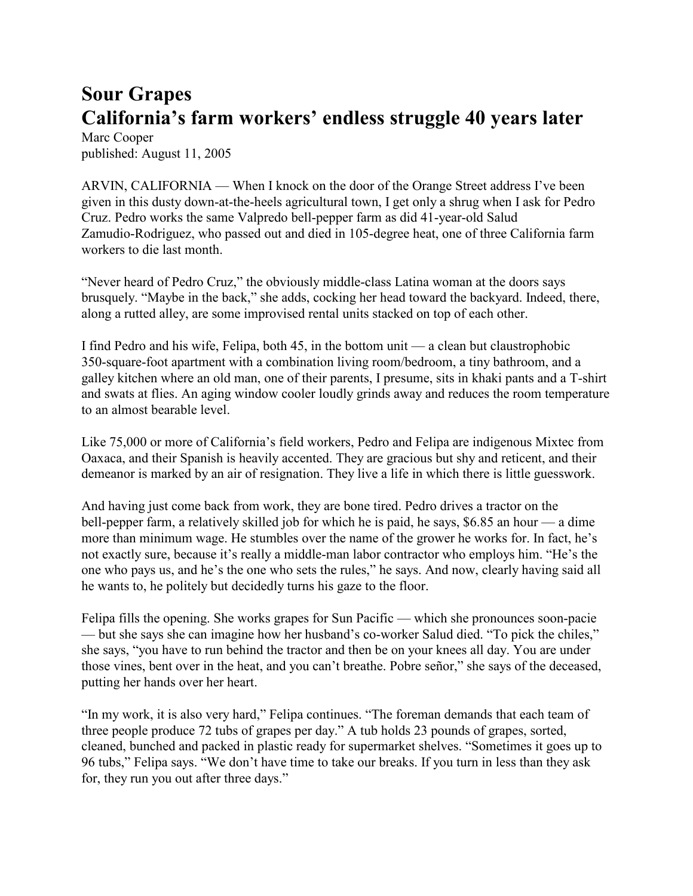# Sour Grapes
# California's farm workers' endless struggle 40 years later

Marc Cooper
published: August 11, 2005

ARVIN, CALIFORNIA — When I knock on the door of the Orange Street address I've been given in this dusty down-at-the-heels agricultural town, I get only a shrug when I ask for Pedro Cruz. Pedro works the same Valpredo bell-pepper farm as did 41-year-old Salud Zamudio-Rodriguez, who passed out and died in 105-degree heat, one of three California farm workers to die last month.

"Never heard of Pedro Cruz," the obviously middle-class Latina woman at the doors says brusquely. "Maybe in the back," she adds, cocking her head toward the backyard. Indeed, there, along a rutted alley, are some improvised rental units stacked on top of each other.

I find Pedro and his wife, Felipa, both 45, in the bottom unit — a clean but claustrophobic 350-square-foot apartment with a combination living room/bedroom, a tiny bathroom, and a galley kitchen where an old man, one of their parents, I presume, sits in khaki pants and a T-shirt and swats at flies. An aging window cooler loudly grinds away and reduces the room temperature to an almost bearable level.

Like 75,000 or more of California's field workers, Pedro and Felipa are indigenous Mixtec from Oaxaca, and their Spanish is heavily accented. They are gracious but shy and reticent, and their demeanor is marked by an air of resignation. They live a life in which there is little guesswork.

And having just come back from work, they are bone tired. Pedro drives a tractor on the bell-pepper farm, a relatively skilled job for which he is paid, he says, $6.85 an hour — a dime more than minimum wage. He stumbles over the name of the grower he works for. In fact, he's not exactly sure, because it's really a middle-man labor contractor who employs him. "He's the one who pays us, and he's the one who sets the rules," he says. And now, clearly having said all he wants to, he politely but decidedly turns his gaze to the floor.

Felipa fills the opening. She works grapes for Sun Pacific — which she pronounces soon-pacie — but she says she can imagine how her husband's co-worker Salud died. "To pick the chiles," she says, "you have to run behind the tractor and then be on your knees all day. You are under those vines, bent over in the heat, and you can't breathe. Pobre señor," she says of the deceased, putting her hands over her heart.

"In my work, it is also very hard," Felipa continues. "The foreman demands that each team of three people produce 72 tubs of grapes per day." A tub holds 23 pounds of grapes, sorted, cleaned, bunched and packed in plastic ready for supermarket shelves. "Sometimes it goes up to 96 tubs," Felipa says. "We don't have time to take our breaks. If you turn in less than they ask for, they run you out after three days."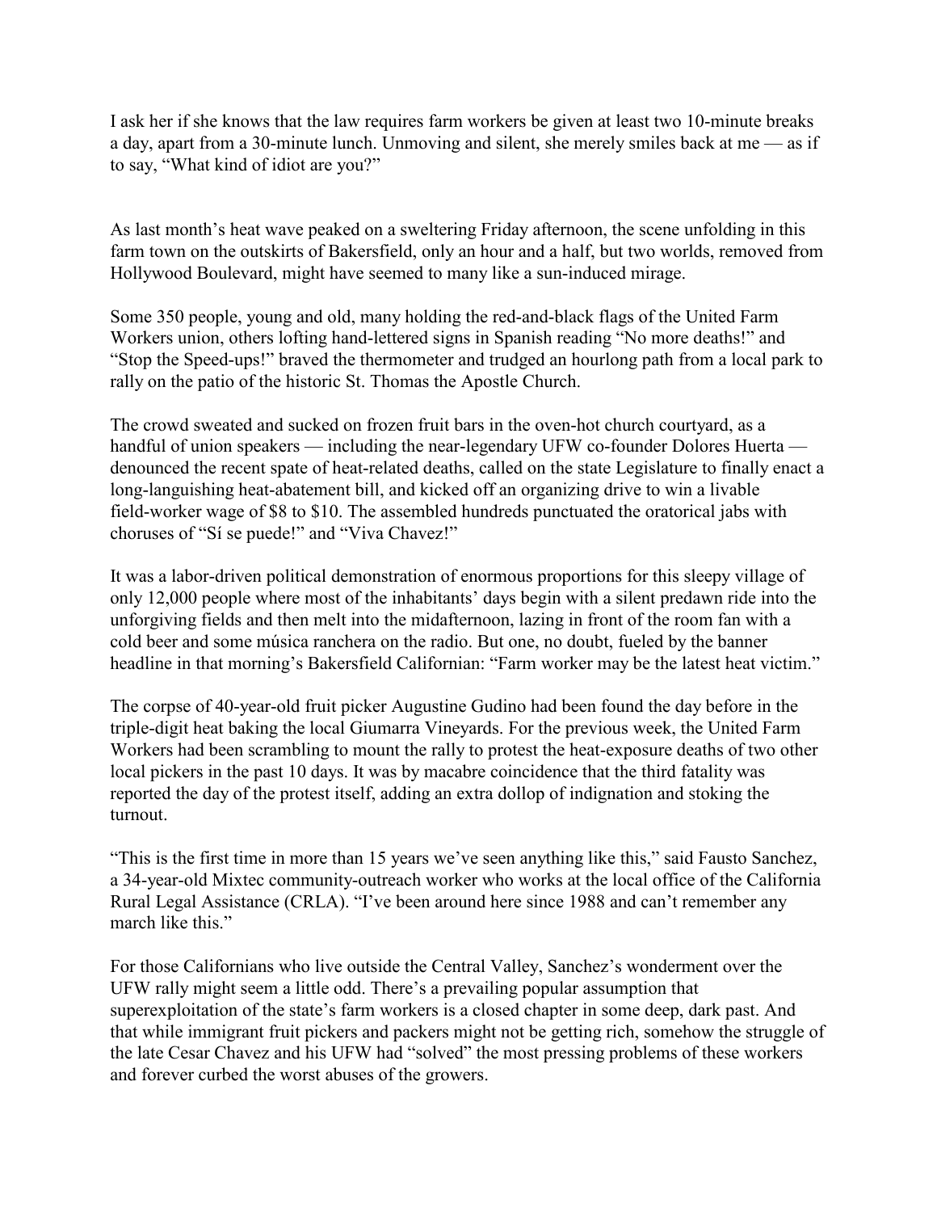I ask her if she knows that the law requires farm workers be given at least two 10-minute breaks a day, apart from a 30-minute lunch. Unmoving and silent, she merely smiles back at me — as if to say, "What kind of idiot are you?"

As last month's heat wave peaked on a sweltering Friday afternoon, the scene unfolding in this farm town on the outskirts of Bakersfield, only an hour and a half, but two worlds, removed from Hollywood Boulevard, might have seemed to many like a sun-induced mirage.

Some 350 people, young and old, many holding the red-and-black flags of the United Farm Workers union, others lofting hand-lettered signs in Spanish reading "No more deaths!" and "Stop the Speed-ups!" braved the thermometer and trudged an hourlong path from a local park to rally on the patio of the historic St. Thomas the Apostle Church.

The crowd sweated and sucked on frozen fruit bars in the oven-hot church courtyard, as a handful of union speakers — including the near-legendary UFW co-founder Dolores Huerta — denounced the recent spate of heat-related deaths, called on the state Legislature to finally enact a long-languishing heat-abatement bill, and kicked off an organizing drive to win a livable field-worker wage of $8 to $10. The assembled hundreds punctuated the oratorical jabs with choruses of "Sí se puede!" and "Viva Chavez!"

It was a labor-driven political demonstration of enormous proportions for this sleepy village of only 12,000 people where most of the inhabitants' days begin with a silent predawn ride into the unforgiving fields and then melt into the midafternoon, lazing in front of the room fan with a cold beer and some música ranchera on the radio. But one, no doubt, fueled by the banner headline in that morning's Bakersfield Californian: "Farm worker may be the latest heat victim."

The corpse of 40-year-old fruit picker Augustine Gudino had been found the day before in the triple-digit heat baking the local Giumarra Vineyards. For the previous week, the United Farm Workers had been scrambling to mount the rally to protest the heat-exposure deaths of two other local pickers in the past 10 days. It was by macabre coincidence that the third fatality was reported the day of the protest itself, adding an extra dollop of indignation and stoking the turnout.

"This is the first time in more than 15 years we've seen anything like this," said Fausto Sanchez, a 34-year-old Mixtec community-outreach worker who works at the local office of the California Rural Legal Assistance (CRLA). "I've been around here since 1988 and can't remember any march like this."

For those Californians who live outside the Central Valley, Sanchez's wonderment over the UFW rally might seem a little odd. There's a prevailing popular assumption that superexploitation of the state's farm workers is a closed chapter in some deep, dark past. And that while immigrant fruit pickers and packers might not be getting rich, somehow the struggle of the late Cesar Chavez and his UFW had "solved" the most pressing problems of these workers and forever curbed the worst abuses of the growers.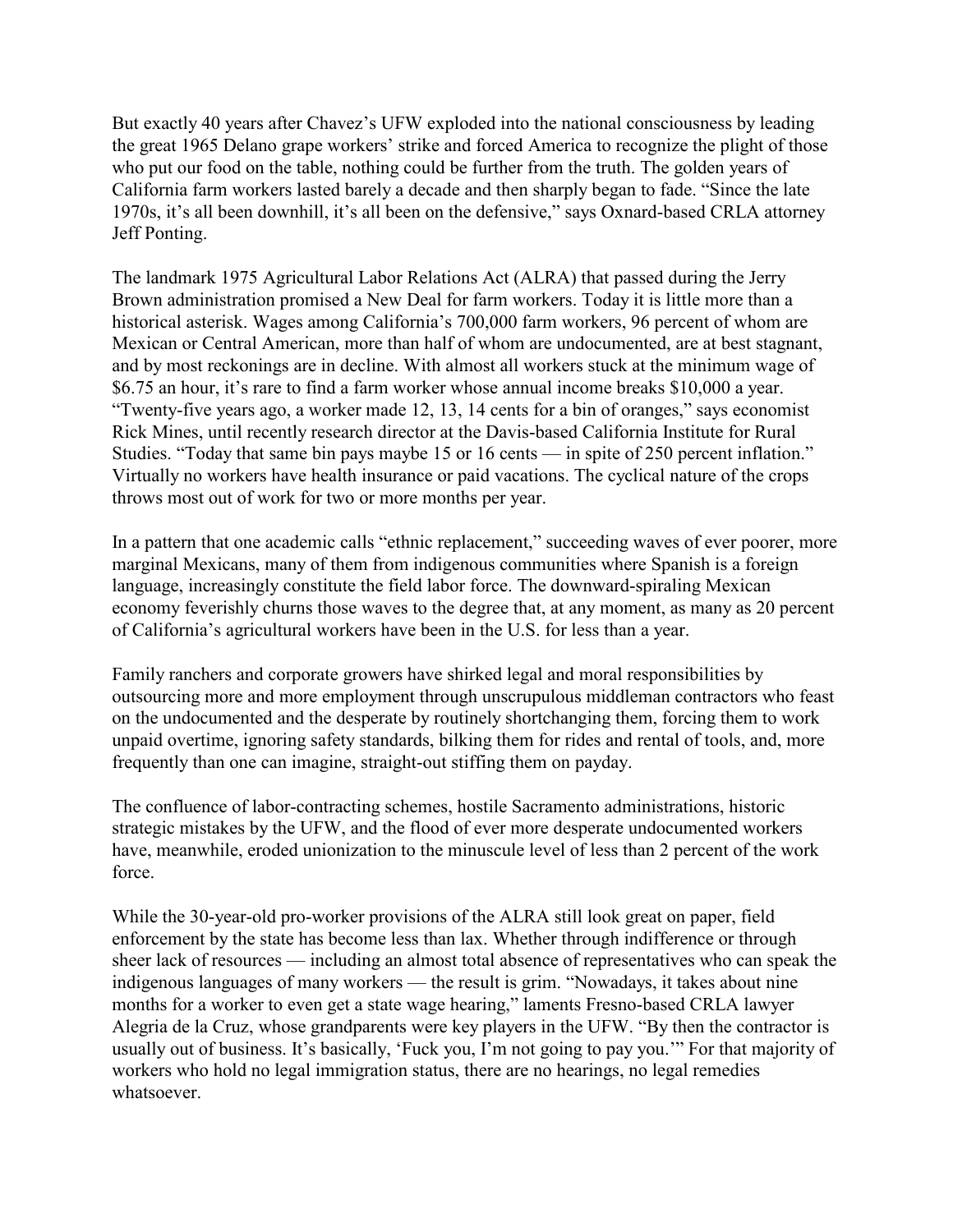But exactly 40 years after Chavez's UFW exploded into the national consciousness by leading the great 1965 Delano grape workers' strike and forced America to recognize the plight of those who put our food on the table, nothing could be further from the truth. The golden years of California farm workers lasted barely a decade and then sharply began to fade. "Since the late 1970s, it's all been downhill, it's all been on the defensive," says Oxnard-based CRLA attorney Jeff Ponting.

The landmark 1975 Agricultural Labor Relations Act (ALRA) that passed during the Jerry Brown administration promised a New Deal for farm workers. Today it is little more than a historical asterisk. Wages among California's 700,000 farm workers, 96 percent of whom are Mexican or Central American, more than half of whom are undocumented, are at best stagnant, and by most reckonings are in decline. With almost all workers stuck at the minimum wage of $6.75 an hour, it's rare to find a farm worker whose annual income breaks $10,000 a year. "Twenty-five years ago, a worker made 12, 13, 14 cents for a bin of oranges," says economist Rick Mines, until recently research director at the Davis-based California Institute for Rural Studies. "Today that same bin pays maybe 15 or 16 cents — in spite of 250 percent inflation." Virtually no workers have health insurance or paid vacations. The cyclical nature of the crops throws most out of work for two or more months per year.

In a pattern that one academic calls "ethnic replacement," succeeding waves of ever poorer, more marginal Mexicans, many of them from indigenous communities where Spanish is a foreign language, increasingly constitute the field labor force. The downward-spiraling Mexican economy feverishly churns those waves to the degree that, at any moment, as many as 20 percent of California's agricultural workers have been in the U.S. for less than a year.

Family ranchers and corporate growers have shirked legal and moral responsibilities by outsourcing more and more employment through unscrupulous middleman contractors who feast on the undocumented and the desperate by routinely shortchanging them, forcing them to work unpaid overtime, ignoring safety standards, bilking them for rides and rental of tools, and, more frequently than one can imagine, straight-out stiffing them on payday.

The confluence of labor-contracting schemes, hostile Sacramento administrations, historic strategic mistakes by the UFW, and the flood of ever more desperate undocumented workers have, meanwhile, eroded unionization to the minuscule level of less than 2 percent of the work force.

While the 30-year-old pro-worker provisions of the ALRA still look great on paper, field enforcement by the state has become less than lax. Whether through indifference or through sheer lack of resources — including an almost total absence of representatives who can speak the indigenous languages of many workers — the result is grim. "Nowadays, it takes about nine months for a worker to even get a state wage hearing," laments Fresno-based CRLA lawyer Alegria de la Cruz, whose grandparents were key players in the UFW. "By then the contractor is usually out of business. It's basically, 'Fuck you, I'm not going to pay you.'" For that majority of workers who hold no legal immigration status, there are no hearings, no legal remedies whatsoever.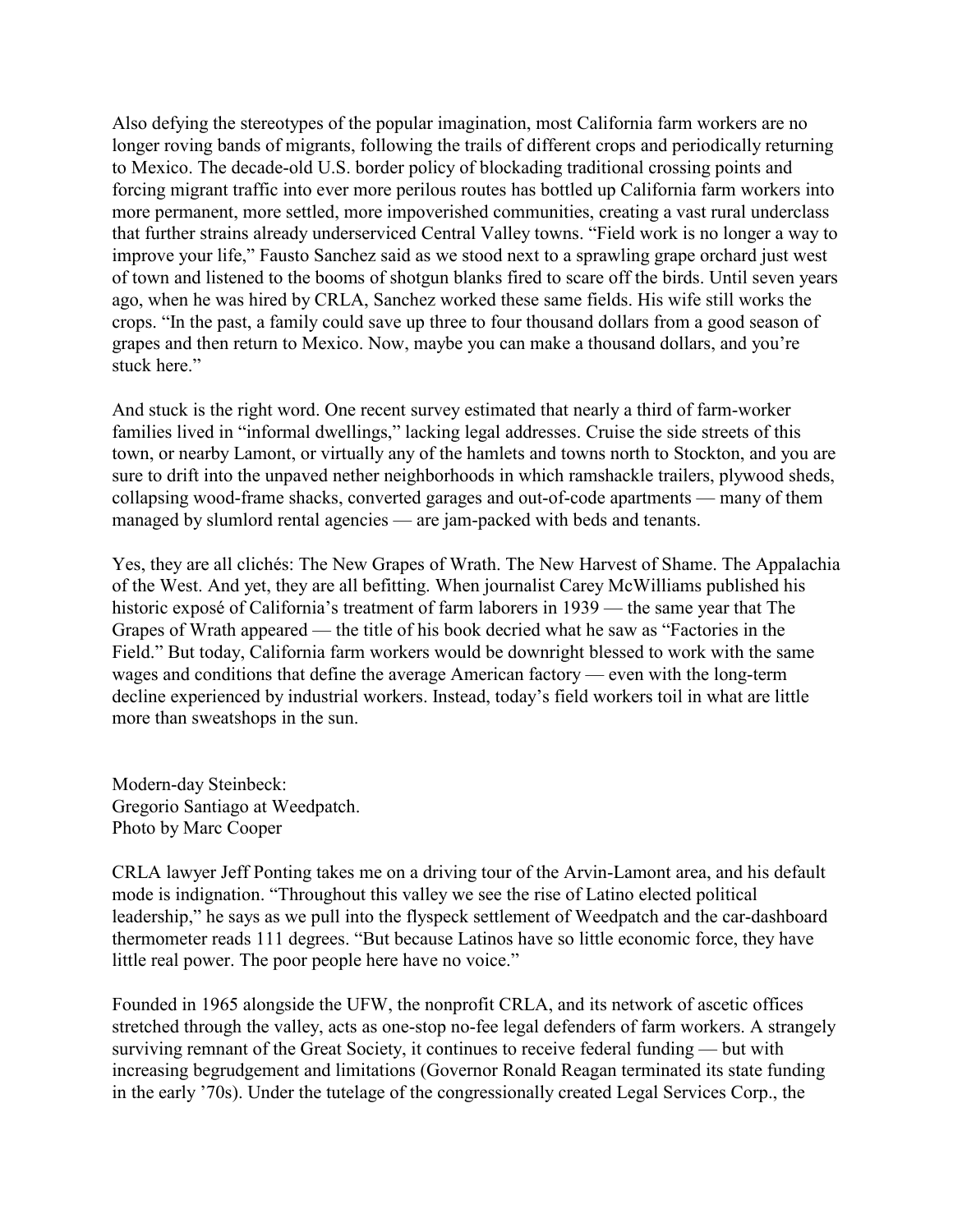Also defying the stereotypes of the popular imagination, most California farm workers are no longer roving bands of migrants, following the trails of different crops and periodically returning to Mexico. The decade-old U.S. border policy of blockading traditional crossing points and forcing migrant traffic into ever more perilous routes has bottled up California farm workers into more permanent, more settled, more impoverished communities, creating a vast rural underclass that further strains already underserviced Central Valley towns. "Field work is no longer a way to improve your life," Fausto Sanchez said as we stood next to a sprawling grape orchard just west of town and listened to the booms of shotgun blanks fired to scare off the birds. Until seven years ago, when he was hired by CRLA, Sanchez worked these same fields. His wife still works the crops. "In the past, a family could save up three to four thousand dollars from a good season of grapes and then return to Mexico. Now, maybe you can make a thousand dollars, and you're stuck here."

And stuck is the right word. One recent survey estimated that nearly a third of farm-worker families lived in "informal dwellings," lacking legal addresses. Cruise the side streets of this town, or nearby Lamont, or virtually any of the hamlets and towns north to Stockton, and you are sure to drift into the unpaved nether neighborhoods in which ramshackle trailers, plywood sheds, collapsing wood-frame shacks, converted garages and out-of-code apartments — many of them managed by slumlord rental agencies — are jam-packed with beds and tenants.

Yes, they are all clichés: The New Grapes of Wrath. The New Harvest of Shame. The Appalachia of the West. And yet, they are all befitting. When journalist Carey McWilliams published his historic exposé of California's treatment of farm laborers in 1939 — the same year that The Grapes of Wrath appeared — the title of his book decried what he saw as "Factories in the Field." But today, California farm workers would be downright blessed to work with the same wages and conditions that define the average American factory — even with the long-term decline experienced by industrial workers. Instead, today's field workers toil in what are little more than sweatshops in the sun.

Modern-day Steinbeck:
Gregorio Santiago at Weedpatch.
Photo by Marc Cooper

CRLA lawyer Jeff Ponting takes me on a driving tour of the Arvin-Lamont area, and his default mode is indignation. "Throughout this valley we see the rise of Latino elected political leadership," he says as we pull into the flyspeck settlement of Weedpatch and the car-dashboard thermometer reads 111 degrees. "But because Latinos have so little economic force, they have little real power. The poor people here have no voice."

Founded in 1965 alongside the UFW, the nonprofit CRLA, and its network of ascetic offices stretched through the valley, acts as one-stop no-fee legal defenders of farm workers. A strangely surviving remnant of the Great Society, it continues to receive federal funding — but with increasing begrudgement and limitations (Governor Ronald Reagan terminated its state funding in the early '70s). Under the tutelage of the congressionally created Legal Services Corp., the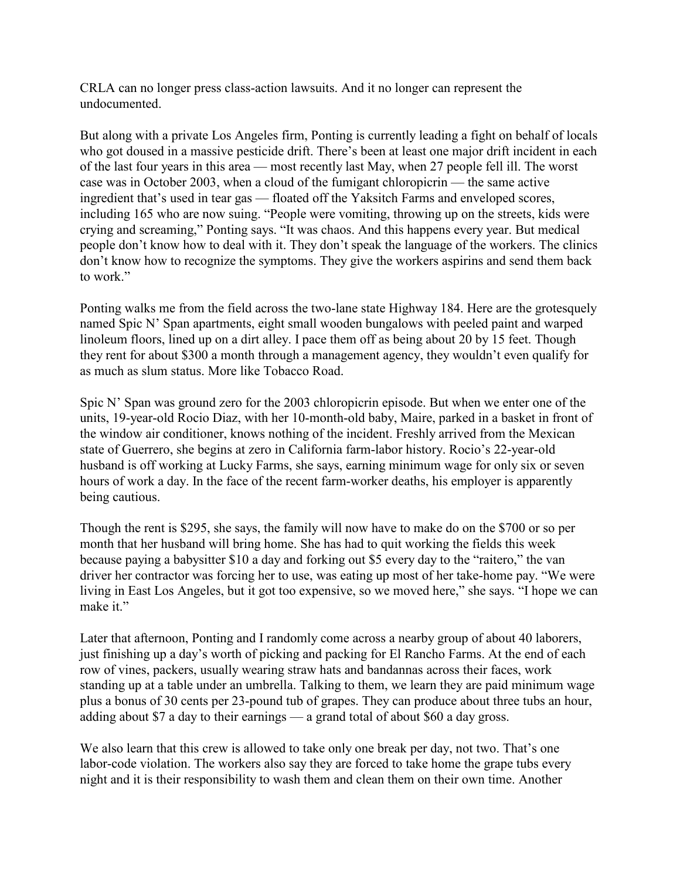CRLA can no longer press class-action lawsuits. And it no longer can represent the undocumented.

But along with a private Los Angeles firm, Ponting is currently leading a fight on behalf of locals who got doused in a massive pesticide drift. There's been at least one major drift incident in each of the last four years in this area — most recently last May, when 27 people fell ill. The worst case was in October 2003, when a cloud of the fumigant chloropicrin — the same active ingredient that's used in tear gas — floated off the Yaksitch Farms and enveloped scores, including 165 who are now suing. "People were vomiting, throwing up on the streets, kids were crying and screaming," Ponting says. "It was chaos. And this happens every year. But medical people don't know how to deal with it. They don't speak the language of the workers. The clinics don't know how to recognize the symptoms. They give the workers aspirins and send them back to work."

Ponting walks me from the field across the two-lane state Highway 184. Here are the grotesquely named Spic N' Span apartments, eight small wooden bungalows with peeled paint and warped linoleum floors, lined up on a dirt alley. I pace them off as being about 20 by 15 feet. Though they rent for about $300 a month through a management agency, they wouldn't even qualify for as much as slum status. More like Tobacco Road.

Spic N' Span was ground zero for the 2003 chloropicrin episode. But when we enter one of the units, 19-year-old Rocio Diaz, with her 10-month-old baby, Maire, parked in a basket in front of the window air conditioner, knows nothing of the incident. Freshly arrived from the Mexican state of Guerrero, she begins at zero in California farm-labor history. Rocio's 22-year-old husband is off working at Lucky Farms, she says, earning minimum wage for only six or seven hours of work a day. In the face of the recent farm-worker deaths, his employer is apparently being cautious.

Though the rent is $295, she says, the family will now have to make do on the $700 or so per month that her husband will bring home. She has had to quit working the fields this week because paying a babysitter $10 a day and forking out $5 every day to the "raitero," the van driver her contractor was forcing her to use, was eating up most of her take-home pay. "We were living in East Los Angeles, but it got too expensive, so we moved here," she says. "I hope we can make it."

Later that afternoon, Ponting and I randomly come across a nearby group of about 40 laborers, just finishing up a day's worth of picking and packing for El Rancho Farms. At the end of each row of vines, packers, usually wearing straw hats and bandannas across their faces, work standing up at a table under an umbrella. Talking to them, we learn they are paid minimum wage plus a bonus of 30 cents per 23-pound tub of grapes. They can produce about three tubs an hour, adding about $7 a day to their earnings — a grand total of about $60 a day gross.

We also learn that this crew is allowed to take only one break per day, not two. That's one labor-code violation. The workers also say they are forced to take home the grape tubs every night and it is their responsibility to wash them and clean them on their own time. Another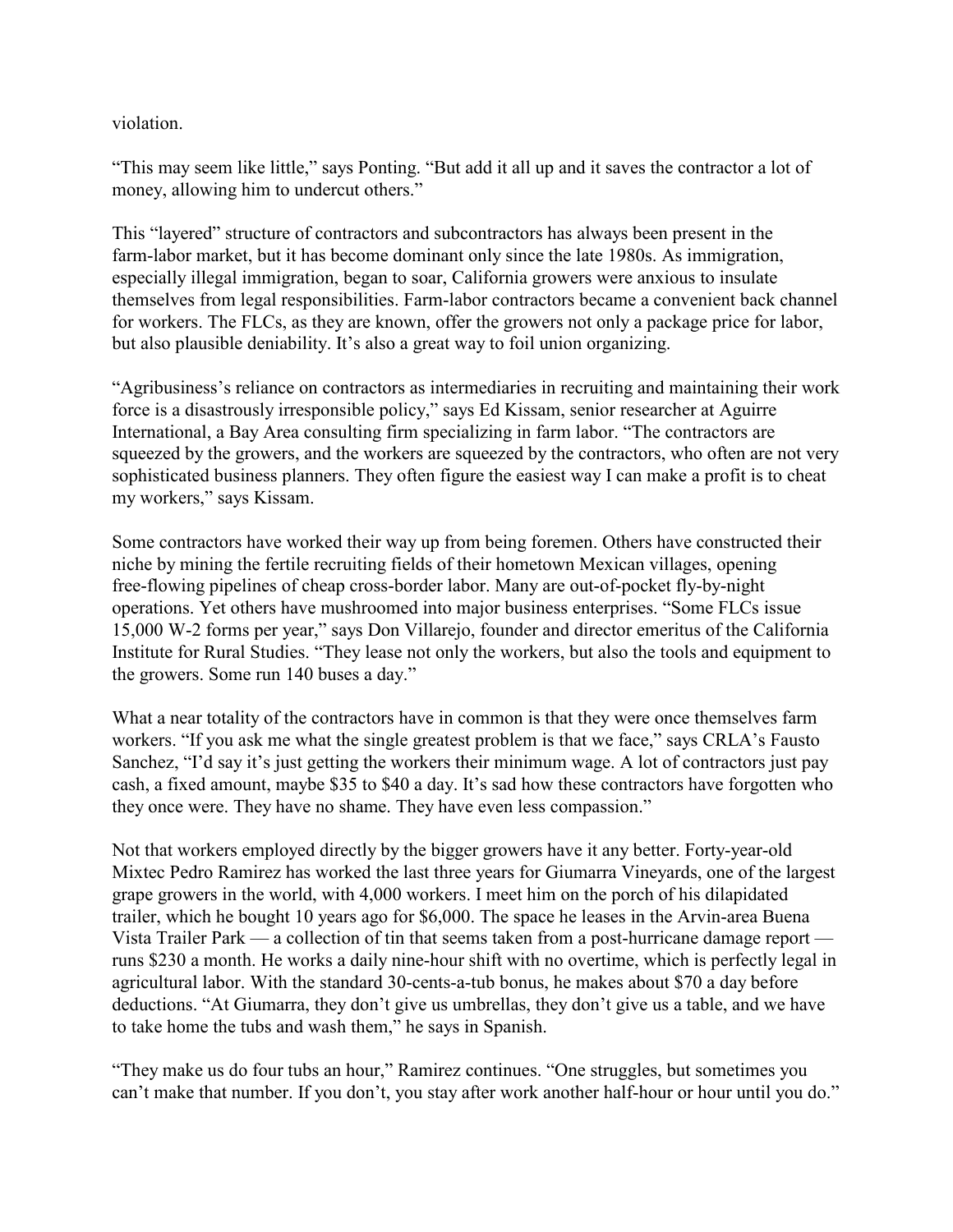violation.

"This may seem like little," says Ponting. "But add it all up and it saves the contractor a lot of money, allowing him to undercut others."

This "layered" structure of contractors and subcontractors has always been present in the farm-labor market, but it has become dominant only since the late 1980s. As immigration, especially illegal immigration, began to soar, California growers were anxious to insulate themselves from legal responsibilities. Farm-labor contractors became a convenient back channel for workers. The FLCs, as they are known, offer the growers not only a package price for labor, but also plausible deniability. It's also a great way to foil union organizing.

"Agribusiness's reliance on contractors as intermediaries in recruiting and maintaining their work force is a disastrously irresponsible policy," says Ed Kissam, senior researcher at Aguirre International, a Bay Area consulting firm specializing in farm labor. "The contractors are squeezed by the growers, and the workers are squeezed by the contractors, who often are not very sophisticated business planners. They often figure the easiest way I can make a profit is to cheat my workers," says Kissam.

Some contractors have worked their way up from being foremen. Others have constructed their niche by mining the fertile recruiting fields of their hometown Mexican villages, opening free-flowing pipelines of cheap cross-border labor. Many are out-of-pocket fly-by-night operations. Yet others have mushroomed into major business enterprises. "Some FLCs issue 15,000 W-2 forms per year," says Don Villarejo, founder and director emeritus of the California Institute for Rural Studies. "They lease not only the workers, but also the tools and equipment to the growers. Some run 140 buses a day."

What a near totality of the contractors have in common is that they were once themselves farm workers. "If you ask me what the single greatest problem is that we face," says CRLA's Fausto Sanchez, "I'd say it's just getting the workers their minimum wage. A lot of contractors just pay cash, a fixed amount, maybe $35 to $40 a day. It's sad how these contractors have forgotten who they once were. They have no shame. They have even less compassion."

Not that workers employed directly by the bigger growers have it any better. Forty-year-old Mixtec Pedro Ramirez has worked the last three years for Giumarra Vineyards, one of the largest grape growers in the world, with 4,000 workers. I meet him on the porch of his dilapidated trailer, which he bought 10 years ago for $6,000. The space he leases in the Arvin-area Buena Vista Trailer Park — a collection of tin that seems taken from a post-hurricane damage report — runs $230 a month. He works a daily nine-hour shift with no overtime, which is perfectly legal in agricultural labor. With the standard 30-cents-a-tub bonus, he makes about $70 a day before deductions. "At Giumarra, they don't give us umbrellas, they don't give us a table, and we have to take home the tubs and wash them," he says in Spanish.

"They make us do four tubs an hour," Ramirez continues. "One struggles, but sometimes you can't make that number. If you don't, you stay after work another half-hour or hour until you do."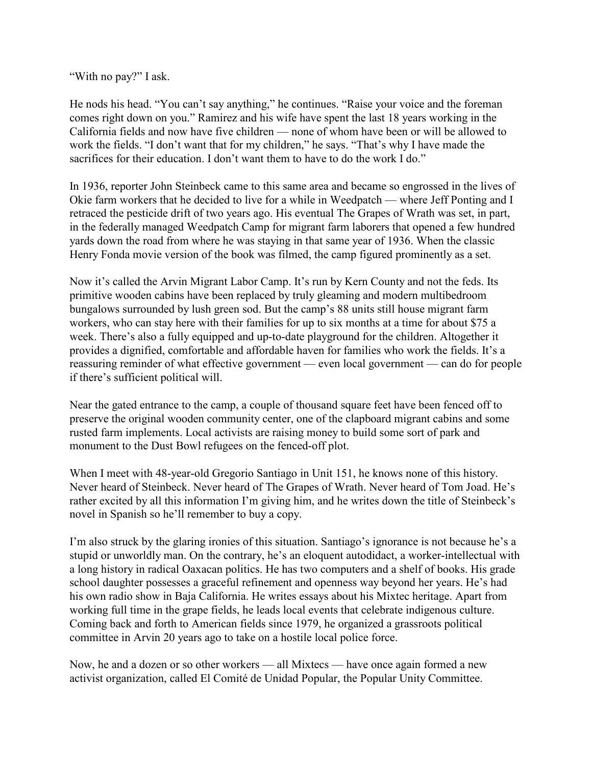"With no pay?" I ask.

He nods his head. "You can't say anything," he continues. "Raise your voice and the foreman comes right down on you." Ramirez and his wife have spent the last 18 years working in the California fields and now have five children — none of whom have been or will be allowed to work the fields. "I don't want that for my children," he says. "That's why I have made the sacrifices for their education. I don't want them to have to do the work I do."

In 1936, reporter John Steinbeck came to this same area and became so engrossed in the lives of Okie farm workers that he decided to live for a while in Weedpatch — where Jeff Ponting and I retraced the pesticide drift of two years ago. His eventual The Grapes of Wrath was set, in part, in the federally managed Weedpatch Camp for migrant farm laborers that opened a few hundred yards down the road from where he was staying in that same year of 1936. When the classic Henry Fonda movie version of the book was filmed, the camp figured prominently as a set.

Now it's called the Arvin Migrant Labor Camp. It's run by Kern County and not the feds. Its primitive wooden cabins have been replaced by truly gleaming and modern multibedroom bungalows surrounded by lush green sod. But the camp's 88 units still house migrant farm workers, who can stay here with their families for up to six months at a time for about $75 a week. There's also a fully equipped and up-to-date playground for the children. Altogether it provides a dignified, comfortable and affordable haven for families who work the fields. It's a reassuring reminder of what effective government — even local government — can do for people if there's sufficient political will.

Near the gated entrance to the camp, a couple of thousand square feet have been fenced off to preserve the original wooden community center, one of the clapboard migrant cabins and some rusted farm implements. Local activists are raising money to build some sort of park and monument to the Dust Bowl refugees on the fenced-off plot.

When I meet with 48-year-old Gregorio Santiago in Unit 151, he knows none of this history. Never heard of Steinbeck. Never heard of The Grapes of Wrath. Never heard of Tom Joad. He's rather excited by all this information I'm giving him, and he writes down the title of Steinbeck's novel in Spanish so he'll remember to buy a copy.

I'm also struck by the glaring ironies of this situation. Santiago's ignorance is not because he's a stupid or unworldly man. On the contrary, he's an eloquent autodidact, a worker-intellectual with a long history in radical Oaxacan politics. He has two computers and a shelf of books. His grade school daughter possesses a graceful refinement and openness way beyond her years. He's had his own radio show in Baja California. He writes essays about his Mixtec heritage. Apart from working full time in the grape fields, he leads local events that celebrate indigenous culture. Coming back and forth to American fields since 1979, he organized a grassroots political committee in Arvin 20 years ago to take on a hostile local police force.

Now, he and a dozen or so other workers — all Mixtecs — have once again formed a new activist organization, called El Comité de Unidad Popular, the Popular Unity Committee.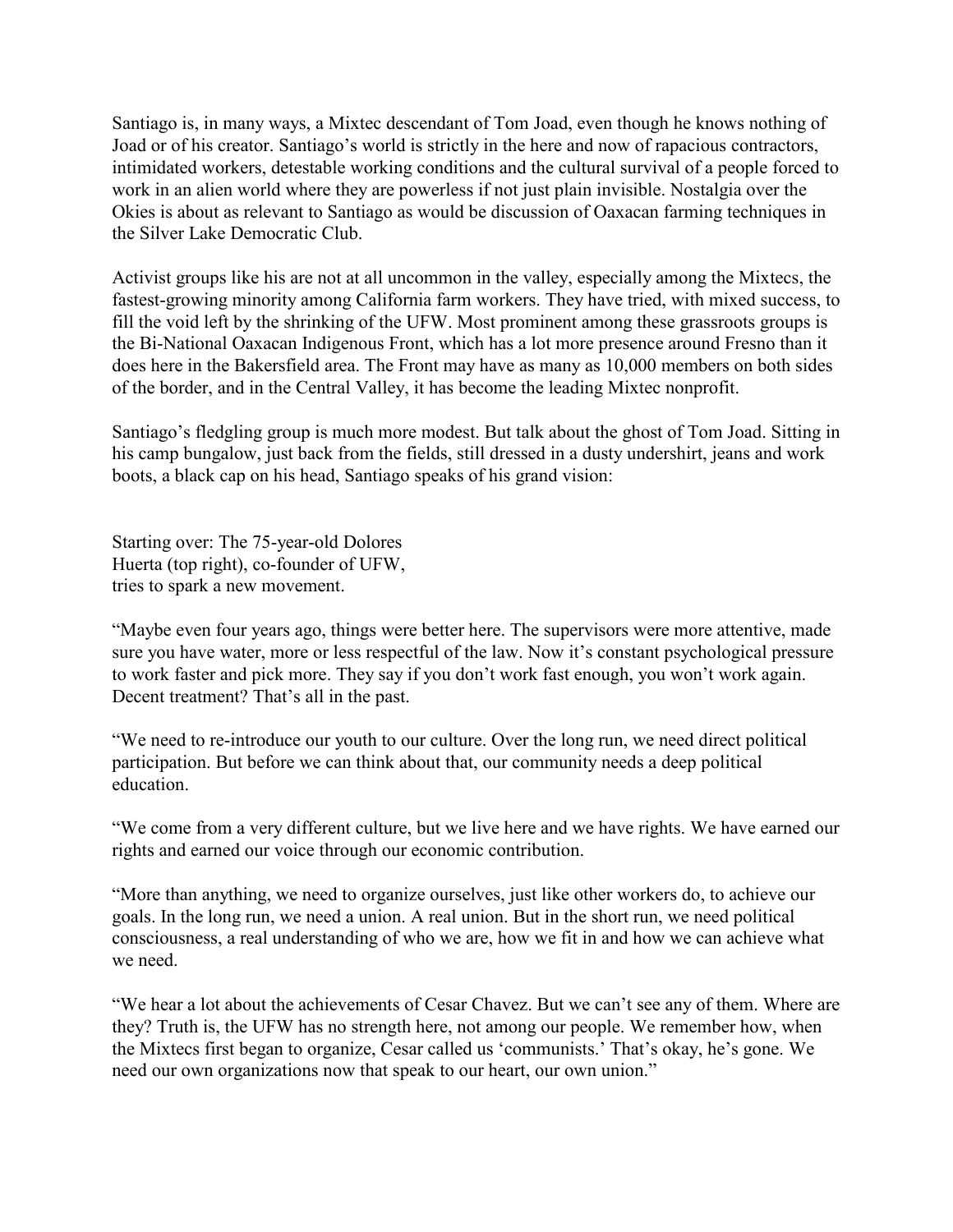Santiago is, in many ways, a Mixtec descendant of Tom Joad, even though he knows nothing of Joad or of his creator. Santiago's world is strictly in the here and now of rapacious contractors, intimidated workers, detestable working conditions and the cultural survival of a people forced to work in an alien world where they are powerless if not just plain invisible. Nostalgia over the Okies is about as relevant to Santiago as would be discussion of Oaxacan farming techniques in the Silver Lake Democratic Club.

Activist groups like his are not at all uncommon in the valley, especially among the Mixtecs, the fastest-growing minority among California farm workers. They have tried, with mixed success, to fill the void left by the shrinking of the UFW. Most prominent among these grassroots groups is the Bi-National Oaxacan Indigenous Front, which has a lot more presence around Fresno than it does here in the Bakersfield area. The Front may have as many as 10,000 members on both sides of the border, and in the Central Valley, it has become the leading Mixtec nonprofit.

Santiago's fledgling group is much more modest. But talk about the ghost of Tom Joad. Sitting in his camp bungalow, just back from the fields, still dressed in a dusty undershirt, jeans and work boots, a black cap on his head, Santiago speaks of his grand vision:

Starting over: The 75-year-old Dolores Huerta (top right), co-founder of UFW, tries to spark a new movement.

"Maybe even four years ago, things were better here. The supervisors were more attentive, made sure you have water, more or less respectful of the law. Now it's constant psychological pressure to work faster and pick more. They say if you don't work fast enough, you won't work again. Decent treatment? That's all in the past.

"We need to re-introduce our youth to our culture. Over the long run, we need direct political participation. But before we can think about that, our community needs a deep political education.

"We come from a very different culture, but we live here and we have rights. We have earned our rights and earned our voice through our economic contribution.

"More than anything, we need to organize ourselves, just like other workers do, to achieve our goals. In the long run, we need a union. A real union. But in the short run, we need political consciousness, a real understanding of who we are, how we fit in and how we can achieve what we need.

"We hear a lot about the achievements of Cesar Chavez. But we can't see any of them. Where are they? Truth is, the UFW has no strength here, not among our people. We remember how, when the Mixtecs first began to organize, Cesar called us 'communists.' That's okay, he's gone. We need our own organizations now that speak to our heart, our own union."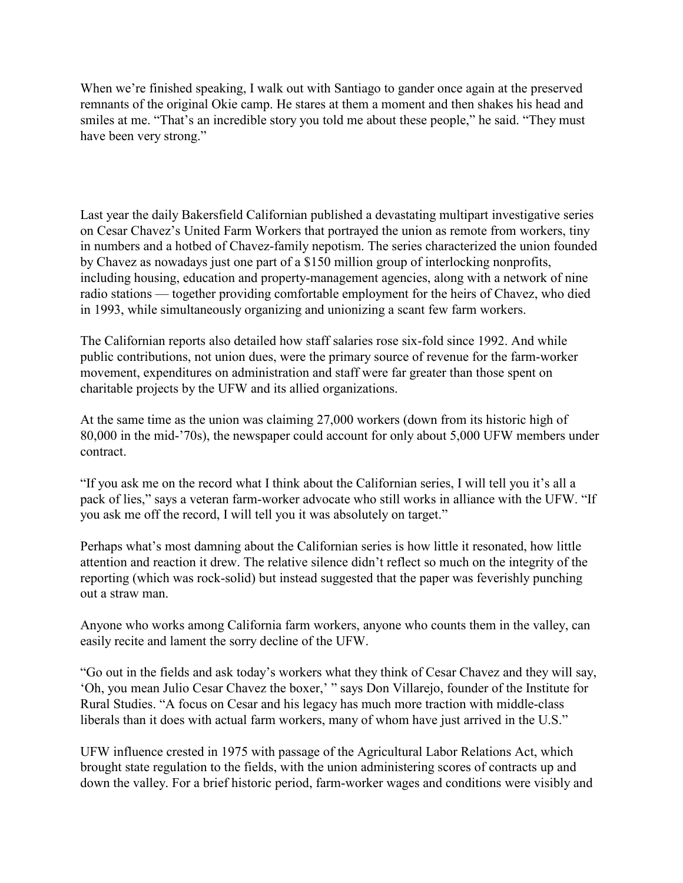When we're finished speaking, I walk out with Santiago to gander once again at the preserved remnants of the original Okie camp. He stares at them a moment and then shakes his head and smiles at me. "That's an incredible story you told me about these people," he said. "They must have been very strong."

Last year the daily Bakersfield Californian published a devastating multipart investigative series on Cesar Chavez's United Farm Workers that portrayed the union as remote from workers, tiny in numbers and a hotbed of Chavez-family nepotism. The series characterized the union founded by Chavez as nowadays just one part of a $150 million group of interlocking nonprofits, including housing, education and property-management agencies, along with a network of nine radio stations — together providing comfortable employment for the heirs of Chavez, who died in 1993, while simultaneously organizing and unionizing a scant few farm workers.

The Californian reports also detailed how staff salaries rose six-fold since 1992. And while public contributions, not union dues, were the primary source of revenue for the farm-worker movement, expenditures on administration and staff were far greater than those spent on charitable projects by the UFW and its allied organizations.

At the same time as the union was claiming 27,000 workers (down from its historic high of 80,000 in the mid-'70s), the newspaper could account for only about 5,000 UFW members under contract.

"If you ask me on the record what I think about the Californian series, I will tell you it's all a pack of lies," says a veteran farm-worker advocate who still works in alliance with the UFW. "If you ask me off the record, I will tell you it was absolutely on target."

Perhaps what's most damning about the Californian series is how little it resonated, how little attention and reaction it drew. The relative silence didn't reflect so much on the integrity of the reporting (which was rock-solid) but instead suggested that the paper was feverishly punching out a straw man.

Anyone who works among California farm workers, anyone who counts them in the valley, can easily recite and lament the sorry decline of the UFW.

"Go out in the fields and ask today's workers what they think of Cesar Chavez and they will say, 'Oh, you mean Julio Cesar Chavez the boxer,' " says Don Villarejo, founder of the Institute for Rural Studies. "A focus on Cesar and his legacy has much more traction with middle-class liberals than it does with actual farm workers, many of whom have just arrived in the U.S."

UFW influence crested in 1975 with passage of the Agricultural Labor Relations Act, which brought state regulation to the fields, with the union administering scores of contracts up and down the valley. For a brief historic period, farm-worker wages and conditions were visibly and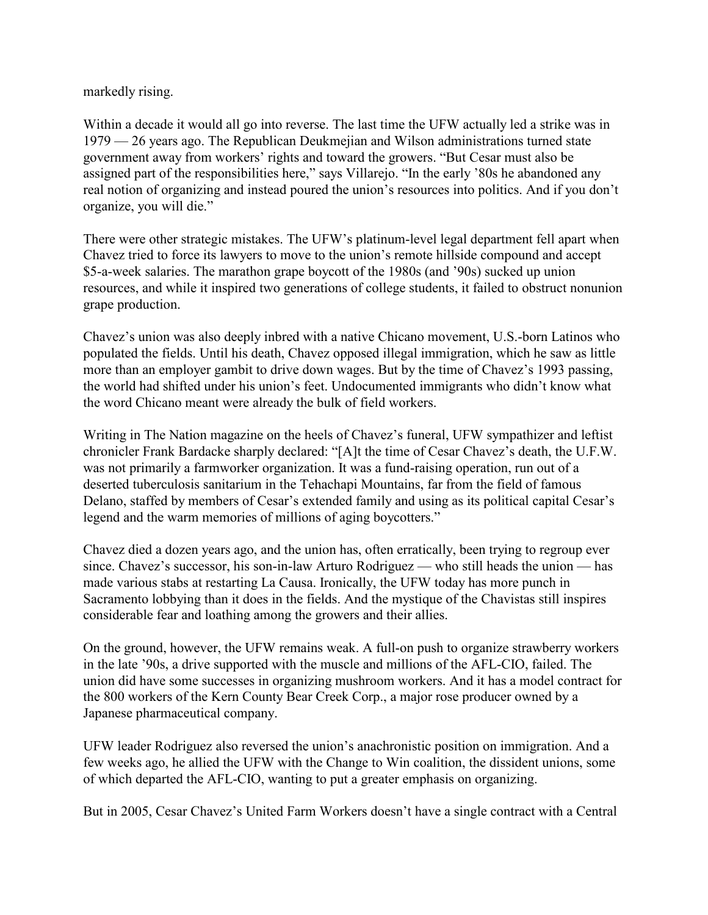markedly rising.

Within a decade it would all go into reverse. The last time the UFW actually led a strike was in 1979 — 26 years ago. The Republican Deukmejian and Wilson administrations turned state government away from workers' rights and toward the growers. "But Cesar must also be assigned part of the responsibilities here," says Villarejo. "In the early '80s he abandoned any real notion of organizing and instead poured the union's resources into politics. And if you don't organize, you will die."

There were other strategic mistakes. The UFW's platinum-level legal department fell apart when Chavez tried to force its lawyers to move to the union's remote hillside compound and accept $5-a-week salaries. The marathon grape boycott of the 1980s (and '90s) sucked up union resources, and while it inspired two generations of college students, it failed to obstruct nonunion grape production.

Chavez's union was also deeply inbred with a native Chicano movement, U.S.-born Latinos who populated the fields. Until his death, Chavez opposed illegal immigration, which he saw as little more than an employer gambit to drive down wages. But by the time of Chavez's 1993 passing, the world had shifted under his union's feet. Undocumented immigrants who didn't know what the word Chicano meant were already the bulk of field workers.

Writing in The Nation magazine on the heels of Chavez's funeral, UFW sympathizer and leftist chronicler Frank Bardacke sharply declared: "[A]t the time of Cesar Chavez's death, the U.F.W. was not primarily a farmworker organization. It was a fund-raising operation, run out of a deserted tuberculosis sanitarium in the Tehachapi Mountains, far from the field of famous Delano, staffed by members of Cesar's extended family and using as its political capital Cesar's legend and the warm memories of millions of aging boycotters."

Chavez died a dozen years ago, and the union has, often erratically, been trying to regroup ever since. Chavez's successor, his son-in-law Arturo Rodriguez — who still heads the union — has made various stabs at restarting La Causa. Ironically, the UFW today has more punch in Sacramento lobbying than it does in the fields. And the mystique of the Chavistas still inspires considerable fear and loathing among the growers and their allies.

On the ground, however, the UFW remains weak. A full-on push to organize strawberry workers in the late '90s, a drive supported with the muscle and millions of the AFL-CIO, failed. The union did have some successes in organizing mushroom workers. And it has a model contract for the 800 workers of the Kern County Bear Creek Corp., a major rose producer owned by a Japanese pharmaceutical company.

UFW leader Rodriguez also reversed the union's anachronistic position on immigration. And a few weeks ago, he allied the UFW with the Change to Win coalition, the dissident unions, some of which departed the AFL-CIO, wanting to put a greater emphasis on organizing.

But in 2005, Cesar Chavez's United Farm Workers doesn't have a single contract with a Central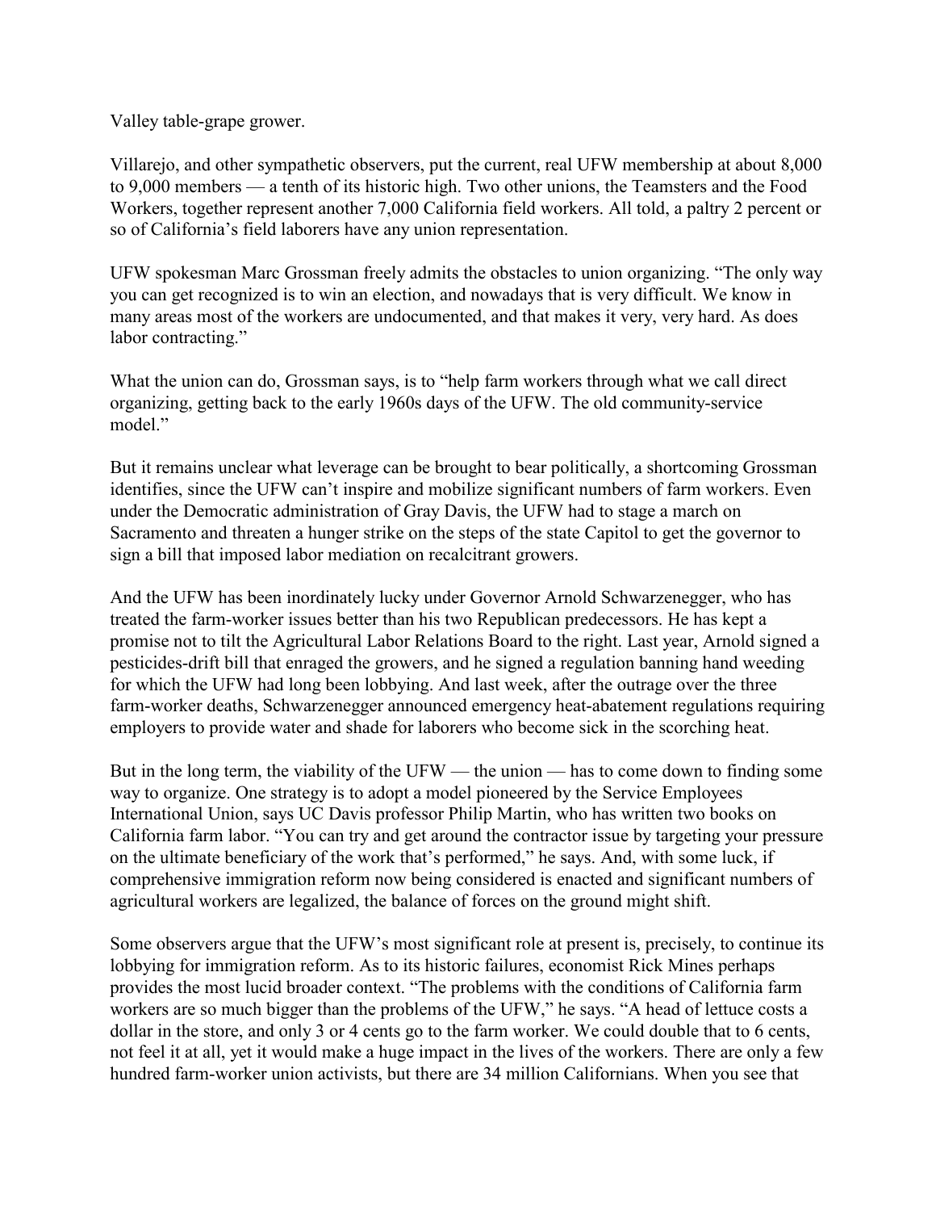Valley table-grape grower.

Villarejo, and other sympathetic observers, put the current, real UFW membership at about 8,000 to 9,000 members — a tenth of its historic high. Two other unions, the Teamsters and the Food Workers, together represent another 7,000 California field workers. All told, a paltry 2 percent or so of California's field laborers have any union representation.

UFW spokesman Marc Grossman freely admits the obstacles to union organizing. "The only way you can get recognized is to win an election, and nowadays that is very difficult. We know in many areas most of the workers are undocumented, and that makes it very, very hard. As does labor contracting."

What the union can do, Grossman says, is to "help farm workers through what we call direct organizing, getting back to the early 1960s days of the UFW. The old community-service model."

But it remains unclear what leverage can be brought to bear politically, a shortcoming Grossman identifies, since the UFW can't inspire and mobilize significant numbers of farm workers. Even under the Democratic administration of Gray Davis, the UFW had to stage a march on Sacramento and threaten a hunger strike on the steps of the state Capitol to get the governor to sign a bill that imposed labor mediation on recalcitrant growers.

And the UFW has been inordinately lucky under Governor Arnold Schwarzenegger, who has treated the farm-worker issues better than his two Republican predecessors. He has kept a promise not to tilt the Agricultural Labor Relations Board to the right. Last year, Arnold signed a pesticides-drift bill that enraged the growers, and he signed a regulation banning hand weeding for which the UFW had long been lobbying. And last week, after the outrage over the three farm-worker deaths, Schwarzenegger announced emergency heat-abatement regulations requiring employers to provide water and shade for laborers who become sick in the scorching heat.

But in the long term, the viability of the UFW — the union — has to come down to finding some way to organize. One strategy is to adopt a model pioneered by the Service Employees International Union, says UC Davis professor Philip Martin, who has written two books on California farm labor. "You can try and get around the contractor issue by targeting your pressure on the ultimate beneficiary of the work that's performed," he says. And, with some luck, if comprehensive immigration reform now being considered is enacted and significant numbers of agricultural workers are legalized, the balance of forces on the ground might shift.

Some observers argue that the UFW's most significant role at present is, precisely, to continue its lobbying for immigration reform. As to its historic failures, economist Rick Mines perhaps provides the most lucid broader context. "The problems with the conditions of California farm workers are so much bigger than the problems of the UFW," he says. "A head of lettuce costs a dollar in the store, and only 3 or 4 cents go to the farm worker. We could double that to 6 cents, not feel it at all, yet it would make a huge impact in the lives of the workers. There are only a few hundred farm-worker union activists, but there are 34 million Californians. When you see that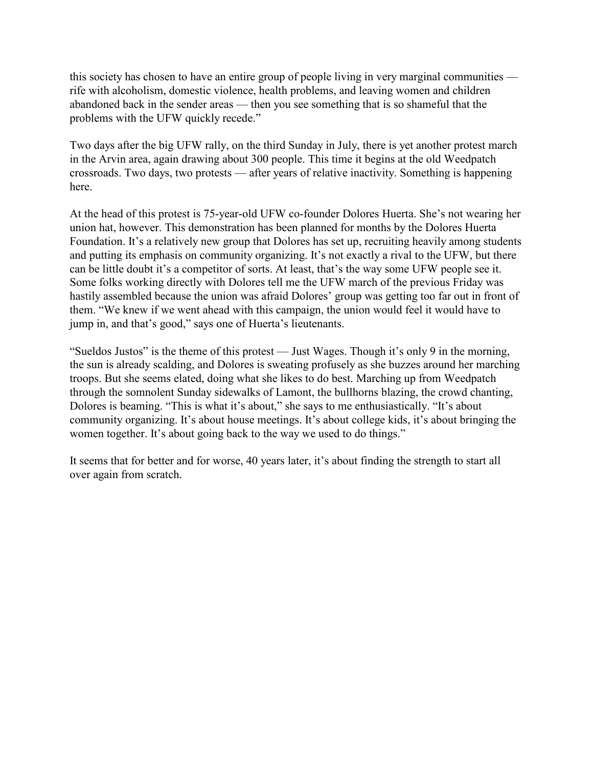this society has chosen to have an entire group of people living in very marginal communities — rife with alcoholism, domestic violence, health problems, and leaving women and children abandoned back in the sender areas — then you see something that is so shameful that the problems with the UFW quickly recede."

Two days after the big UFW rally, on the third Sunday in July, there is yet another protest march in the Arvin area, again drawing about 300 people. This time it begins at the old Weedpatch crossroads. Two days, two protests — after years of relative inactivity. Something is happening here.

At the head of this protest is 75-year-old UFW co-founder Dolores Huerta. She's not wearing her union hat, however. This demonstration has been planned for months by the Dolores Huerta Foundation. It's a relatively new group that Dolores has set up, recruiting heavily among students and putting its emphasis on community organizing. It's not exactly a rival to the UFW, but there can be little doubt it's a competitor of sorts. At least, that's the way some UFW people see it. Some folks working directly with Dolores tell me the UFW march of the previous Friday was hastily assembled because the union was afraid Dolores' group was getting too far out in front of them. "We knew if we went ahead with this campaign, the union would feel it would have to jump in, and that's good," says one of Huerta's lieutenants.

"Sueldos Justos" is the theme of this protest — Just Wages. Though it's only 9 in the morning, the sun is already scalding, and Dolores is sweating profusely as she buzzes around her marching troops. But she seems elated, doing what she likes to do best. Marching up from Weedpatch through the somnolent Sunday sidewalks of Lamont, the bullhorns blazing, the crowd chanting, Dolores is beaming. "This is what it's about," she says to me enthusiastically. "It's about community organizing. It's about house meetings. It's about college kids, it's about bringing the women together. It's about going back to the way we used to do things."

It seems that for better and for worse, 40 years later, it's about finding the strength to start all over again from scratch.